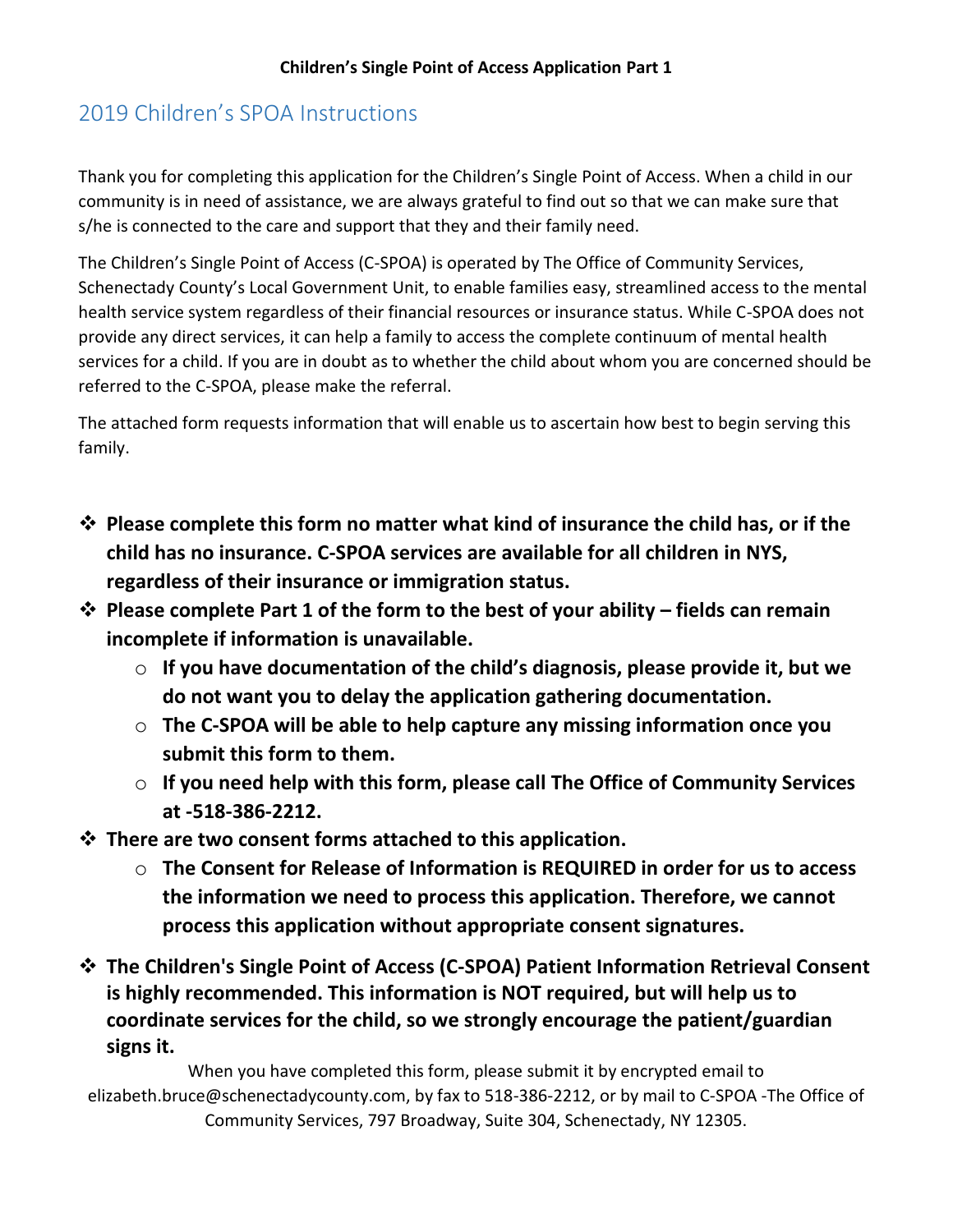**Children's Single Point of Access Application Part 1**

## 2019 Children's SPOA Instructions

Thank you for completing this application for the Children's Single Point of Access. When a child in our community is in need of assistance, we are always grateful to find out so that we can make sure that s/he is connected to the care and support that they and their family need.

The Children's Single Point of Access (C-SPOA) is operated by The Office of Community Services, Schenectady County's Local Government Unit, to enable families easy, streamlined access to the mental health service system regardless of their financial resources or insurance status. While C-SPOA does not provide any direct services, it can help a family to access the complete continuum of mental health services for a child. If you are in doubt as to whether the child about whom you are concerned should be referred to the C-SPOA, please make the referral.

The attached form requests information that will enable us to ascertain how best to begin serving this family.

- **Please complete this form no matter what kind of insurance the child has, or if the child has no insurance. C-SPOA services are available for all children in NYS, regardless of their insurance or immigration status.**
- **Please complete Part 1 of the form to the best of your ability – fields can remain incomplete if information is unavailable.**
  - **If you have documentation of the child's diagnosis, please provide it, but we do not want you to delay the application gathering documentation.**
  - **The C-SPOA will be able to help capture any missing information once you submit this form to them.**
  - **If you need help with this form, please call The Office of Community Services at -518-386-2212.**
- **There are two consent forms attached to this application.**
  - **The Consent for Release of Information is REQUIRED in order for us to access the information we need to process this application. Therefore, we cannot process this application without appropriate consent signatures.**
- **The Children's Single Point of Access (C-SPOA) Patient Information Retrieval Consent is highly recommended. This information is NOT required, but will help us to coordinate services for the child, so we strongly encourage the patient/guardian signs it.**

When you have completed this form, please submit it by encrypted email to elizabeth.bruce@schenectadycounty.com, by fax to 518-386-2212, or by mail to C-SPOA -The Office of Community Services, 797 Broadway, Suite 304, Schenectady, NY 12305.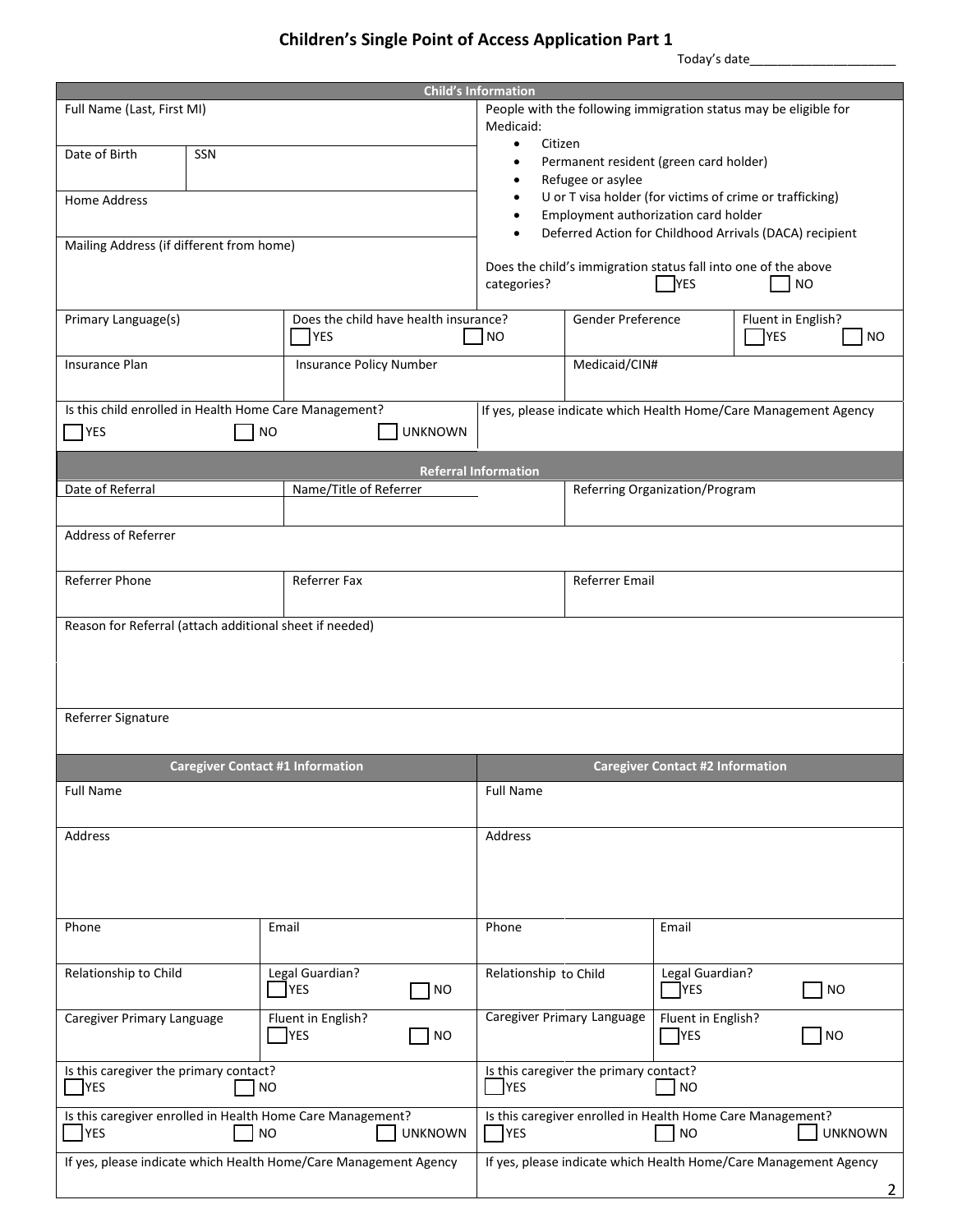# Children's Single Point of Access Application Part 1

Today's date____________________

## Child's Information

| Field | Details |
|---|---|
| Full Name (Last, First MI) | |
| Date of Birth | |
| SSN | |
| Home Address | |
| Mailing Address (if different from home) | |

People with the following immigration status may be eligible for Medicaid:

- Citizen
- Permanent resident (green card holder)
- Refugee or asylee
- U or T visa holder (for victims of crime or trafficking)
- Employment authorization card holder
- Deferred Action for Childhood Arrivals (DACA) recipient

Does the child's immigration status fall into one of the above categories? ☐ YES ☐ NO

| Primary Language(s) | Does the child have health insurance? ☐ YES ☐ NO | Gender Preference | Fluent in English? ☐ YES ☐ NO |
|---|---|---|---|
| | | | |

| Insurance Plan | Insurance Policy Number | Medicaid/CIN# |
|---|---|---|
| | | |

| Is this child enrolled in Health Home Care Management? ☐ YES ☐ NO ☐ UNKNOWN | If yes, please indicate which Health Home/Care Management Agency |
|---|---|
| | |

## Referral Information

| Date of Referral | Name/Title of Referrer | Referring Organization/Program |
|---|---|---|
| | | |

Address of Referrer

| Referrer Phone | Referrer Fax | Referrer Email |
|---|---|---|
| | | |

Reason for Referral (attach additional sheet if needed)

Referrer Signature

## Caregiver Contact Information

| Caregiver Contact #1 Information | | Caregiver Contact #2 Information | |
|---|---|---|---|
| Full Name | | Full Name | |
| Address | | Address | |
| Phone | Email | Phone | Email |
| Relationship to Child | Legal Guardian? ☐ YES ☐ NO | Relationship to Child | Legal Guardian? ☐ YES ☐ NO |
| Caregiver Primary Language | Fluent in English? ☐ YES ☐ NO | Caregiver Primary Language | Fluent in English? ☐ YES ☐ NO |
| Is this caregiver the primary contact? ☐ YES ☐ NO | | Is this caregiver the primary contact? ☐ YES ☐ NO | |
| Is this caregiver enrolled in Health Home Care Management? ☐ YES ☐ NO ☐ UNKNOWN | | Is this caregiver enrolled in Health Home Care Management? ☐ YES ☐ NO ☐ UNKNOWN | |
| If yes, please indicate which Health Home/Care Management Agency | | If yes, please indicate which Health Home/Care Management Agency | |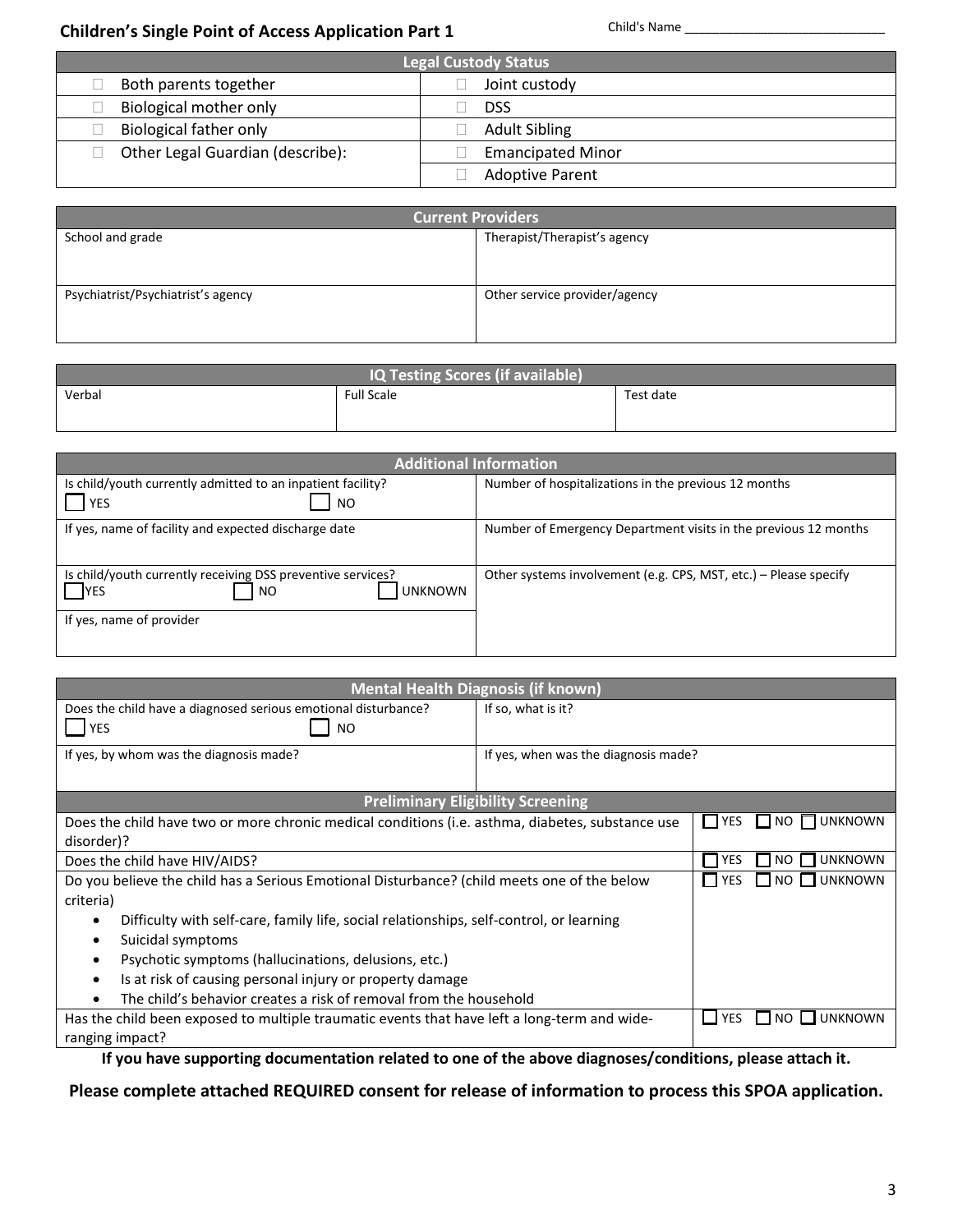## Children's Single Point of Access Application Part 1

Child's Name ____________________________

| Legal Custody Status | |
|---|---|
| ☐ Both parents together | ☐ Joint custody |
| ☐ Biological mother only | ☐ DSS |
| ☐ Biological father only | ☐ Adult Sibling |
| ☐ Other Legal Guardian (describe): | ☐ Emancipated Minor |
| | ☐ Adoptive Parent |

| Current Providers | |
|---|---|
| School and grade | Therapist/Therapist's agency |
| Psychiatrist/Psychiatrist's agency | Other service provider/agency |

| IQ Testing Scores (if available) | | |
|---|---|---|
| Verbal | Full Scale | Test date |

| Additional Information | |
|---|---|
| Is child/youth currently admitted to an inpatient facility? ☐ YES ☐ NO | Number of hospitalizations in the previous 12 months |
| If yes, name of facility and expected discharge date | Number of Emergency Department visits in the previous 12 months |
| Is child/youth currently receiving DSS preventive services? ☐ YES ☐ NO ☐ UNKNOWN | Other systems involvement (e.g. CPS, MST, etc.) – Please specify |
| If yes, name of provider | |

| Mental Health Diagnosis (if known) | |
|---|---|
| Does the child have a diagnosed serious emotional disturbance? ☐ YES ☐ NO | If so, what is it? |
| If yes, by whom was the diagnosis made? | If yes, when was the diagnosis made? |

| Preliminary Eligibility Screening | |
|---|---|
| Does the child have two or more chronic medical conditions (i.e. asthma, diabetes, substance use disorder)? | ☐ YES ☐ NO ☐ UNKNOWN |
| Does the child have HIV/AIDS? | ☐ YES ☐ NO ☐ UNKNOWN |
| Do you believe the child has a Serious Emotional Disturbance? (child meets one of the below criteria)<br>• Difficulty with self-care, family life, social relationships, self-control, or learning<br>• Suicidal symptoms<br>• Psychotic symptoms (hallucinations, delusions, etc.)<br>• Is at risk of causing personal injury or property damage<br>• The child's behavior creates a risk of removal from the household | ☐ YES ☐ NO ☐ UNKNOWN |
| Has the child been exposed to multiple traumatic events that have left a long-term and wide-ranging impact? | ☐ YES ☐ NO ☐ UNKNOWN |

**If you have supporting documentation related to one of the above diagnoses/conditions, please attach it.**

**Please complete attached REQUIRED consent for release of information to process this SPOA application.**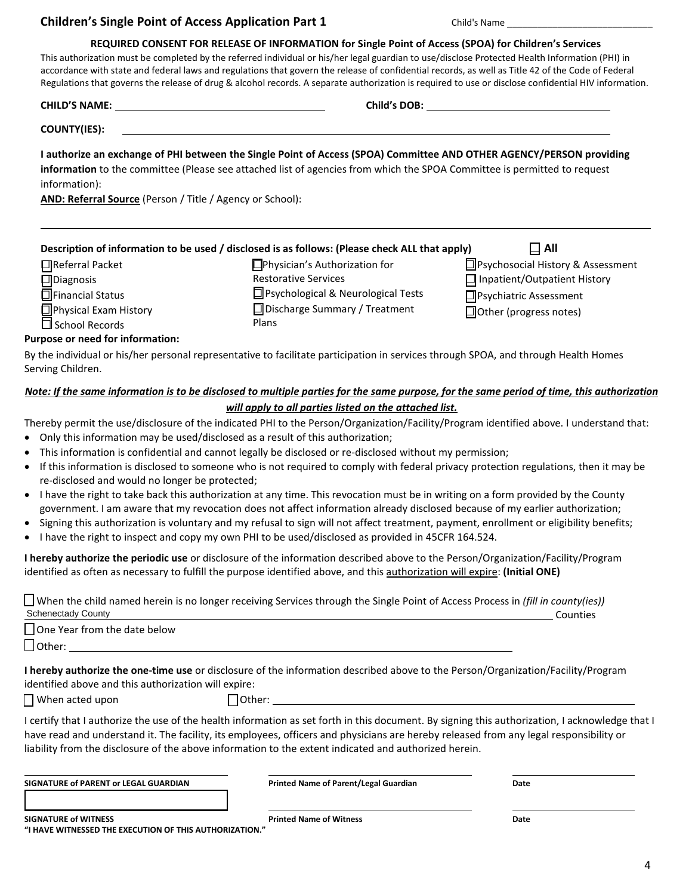## Children's Single Point of Access Application Part 1

Child's Name ____________________________

**REQUIRED CONSENT FOR RELEASE OF INFORMATION for Single Point of Access (SPOA) for Children's Services**

This authorization must be completed by the referred individual or his/her legal guardian to use/disclose Protected Health Information (PHI) in accordance with state and federal laws and regulations that govern the release of confidential records, as well as Title 42 of the Code of Federal Regulations that governs the release of drug & alcohol records. A separate authorization is required to use or disclose confidential HIV information.

**CHILD'S NAME:** ____________________________ **Child's DOB:** ____________________________

**COUNTY(IES):** ____________________________

**I authorize an exchange of PHI between the Single Point of Access (SPOA) Committee AND OTHER AGENCY/PERSON providing information** to the committee (Please see attached list of agencies from which the SPOA Committee is permitted to request information):

**AND: Referral Source** (Person / Title / Agency or School):

____________________________

**Description of information to be used / disclosed is as follows: (Please check ALL that apply)** ☐ **All**

- ☐ Referral Packet
- ☐ Diagnosis
- ☐ Financial Status
- ☐ Physical Exam History
- ☐ School Records
- ☐ Physician's Authorization for Restorative Services
- ☐ Psychological & Neurological Tests
- ☐ Discharge Summary / Treatment Plans
- ☐ Psychosocial History & Assessment
- ☐ Inpatient/Outpatient History
- ☐ Psychiatric Assessment
- ☐ Other (progress notes)

**Purpose or need for information:**

By the individual or his/her personal representative to facilitate participation in services through SPOA, and through Health Homes Serving Children.

***Note: If the same information is to be disclosed to multiple parties for the same purpose, for the same period of time, this authorization will apply to all parties listed on the attached list.***

Thereby permit the use/disclosure of the indicated PHI to the Person/Organization/Facility/Program identified above. I understand that:

- Only this information may be used/disclosed as a result of this authorization;
- This information is confidential and cannot legally be disclosed or re-disclosed without my permission;
- If this information is disclosed to someone who is not required to comply with federal privacy protection regulations, then it may be re-disclosed and would no longer be protected;
- I have the right to take back this authorization at any time. This revocation must be in writing on a form provided by the County government. I am aware that my revocation does not affect information already disclosed because of my earlier authorization;
- Signing this authorization is voluntary and my refusal to sign will not affect treatment, payment, enrollment or eligibility benefits;
- I have the right to inspect and copy my own PHI to be used/disclosed as provided in 45CFR 164.524.

**I hereby authorize the periodic use** or disclosure of the information described above to the Person/Organization/Facility/Program identified as often as necessary to fulfill the purpose identified above, and this authorization will expire: **(Initial ONE)**

☐ When the child named herein is no longer receiving Services through the Single Point of Access Process in *(fill in county(ies))*
Schenectady County ____________________________ Counties

☐ One Year from the date below

☐ Other: ____________________________

**I hereby authorize the one-time use** or disclosure of the information described above to the Person/Organization/Facility/Program identified above and this authorization will expire:

☐ When acted upon ☐ Other: ____________________________

I certify that I authorize the use of the health information as set forth in this document. By signing this authorization, I acknowledge that I have read and understand it. The facility, its employees, officers and physicians are hereby released from any legal responsibility or liability from the disclosure of the above information to the extent indicated and authorized herein.

| **SIGNATURE of PARENT or LEGAL GUARDIAN** | **Printed Name of Parent/Legal Guardian** | **Date** |
|---|---|---|
| **SIGNATURE of WITNESS** | **Printed Name of Witness** | **Date** |

**"I HAVE WITNESSED THE EXECUTION OF THIS AUTHORIZATION."**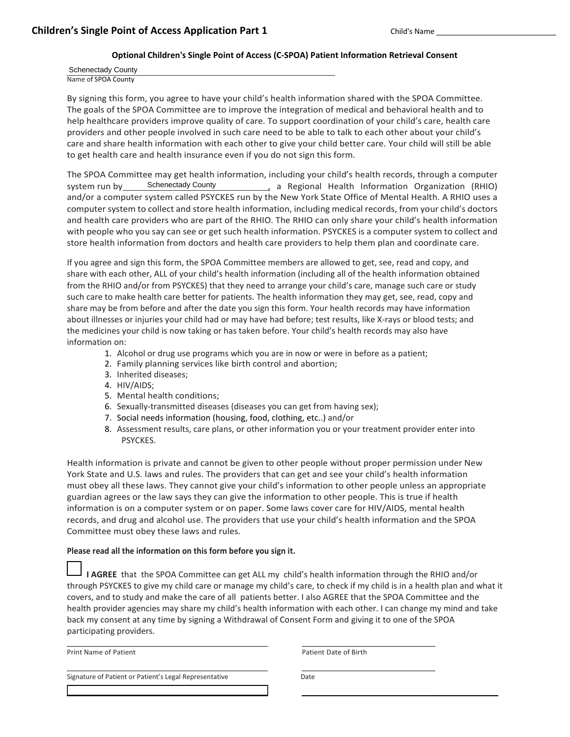## Children's Single Point of Access Application Part 1

Child's Name ______________________________

### Optional Children's Single Point of Access (C-SPOA) Patient Information Retrieval Consent

Schenectady County
Name of SPOA County

By signing this form, you agree to have your child's health information shared with the SPOA Committee. The goals of the SPOA Committee are to improve the integration of medical and behavioral health and to help healthcare providers improve quality of care. To support coordination of your child's care, health care providers and other people involved in such care need to be able to talk to each other about your child's care and share health information with each other to give your child better care. Your child will still be able to get health care and health insurance even if you do not sign this form.

The SPOA Committee may get health information, including your child's health records, through a computer system run by Schenectady County, a Regional Health Information Organization (RHIO) and/or a computer system called PSYCKES run by the New York State Office of Mental Health. A RHIO uses a computer system to collect and store health information, including medical records, from your child's doctors and health care providers who are part of the RHIO. The RHIO can only share your child's health information with people who you say can see or get such health information. PSYCKES is a computer system to collect and store health information from doctors and health care providers to help them plan and coordinate care.

If you agree and sign this form, the SPOA Committee members are allowed to get, see, read and copy, and share with each other, ALL of your child's health information (including all of the health information obtained from the RHIO and/or from PSYCKES) that they need to arrange your child's care, manage such care or study such care to make health care better for patients. The health information they may get, see, read, copy and share may be from before and after the date you sign this form. Your health records may have information about illnesses or injuries your child had or may have had before; test results, like X-rays or blood tests; and the medicines your child is now taking or has taken before. Your child's health records may also have information on:

1. Alcohol or drug use programs which you are in now or were in before as a patient;
2. Family planning services like birth control and abortion;
3. Inherited diseases;
4. HIV/AIDS;
5. Mental health conditions;
6. Sexually-transmitted diseases (diseases you can get from having sex);
7. Social needs information (housing, food, clothing, etc..) and/or
8. Assessment results, care plans, or other information you or your treatment provider enter into PSYCKES.

Health information is private and cannot be given to other people without proper permission under New York State and U.S. laws and rules. The providers that can get and see your child's health information must obey all these laws. They cannot give your child's information to other people unless an appropriate guardian agrees or the law says they can give the information to other people. This is true if health information is on a computer system or on paper. Some laws cover care for HIV/AIDS, mental health records, and drug and alcohol use. The providers that use your child's health information and the SPOA Committee must obey these laws and rules.

**Please read all the information on this form before you sign it.**

☐ **I AGREE** that the SPOA Committee can get ALL my child's health information through the RHIO and/or through PSYCKES to give my child care or manage my child's care, to check if my child is in a health plan and what it covers, and to study and make the care of all patients better. I also AGREE that the SPOA Committee and the health provider agencies may share my child's health information with each other. I can change my mind and take back my consent at any time by signing a Withdrawal of Consent Form and giving it to one of the SPOA participating providers.

______________________________ ______________________________
Print Name of Patient Patient Date of Birth

______________________________ ______________________________
Signature of Patient or Patient's Legal Representative Date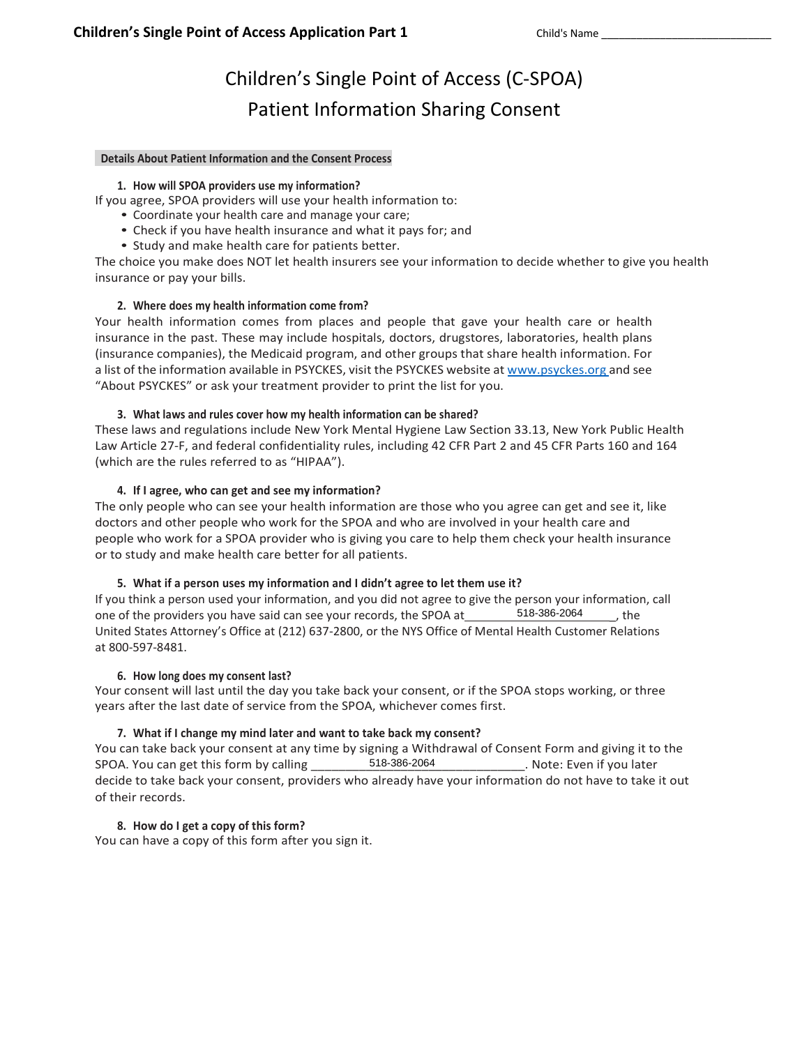# Children's Single Point of Access (C-SPOA)

# Patient Information Sharing Consent

**Details About Patient Information and the Consent Process**

**1. How will SPOA providers use my information?**

If you agree, SPOA providers will use your health information to:

- Coordinate your health care and manage your care;
- Check if you have health insurance and what it pays for; and
- Study and make health care for patients better.

The choice you make does NOT let health insurers see your information to decide whether to give you health insurance or pay your bills.

**2. Where does my health information come from?**

Your health information comes from places and people that gave your health care or health insurance in the past. These may include hospitals, doctors, drugstores, laboratories, health plans (insurance companies), the Medicaid program, and other groups that share health information. For a list of the information available in PSYCKES, visit the PSYCKES website at www.psyckes.org and see "About PSYCKES" or ask your treatment provider to print the list for you.

**3. What laws and rules cover how my health information can be shared?**

These laws and regulations include New York Mental Hygiene Law Section 33.13, New York Public Health Law Article 27-F, and federal confidentiality rules, including 42 CFR Part 2 and 45 CFR Parts 160 and 164 (which are the rules referred to as "HIPAA").

**4. If I agree, who can get and see my information?**

The only people who can see your health information are those who you agree can get and see it, like doctors and other people who work for the SPOA and who are involved in your health care and people who work for a SPOA provider who is giving you care to help them check your health insurance or to study and make health care better for all patients.

**5. What if a person uses my information and I didn't agree to let them use it?**

If you think a person used your information, and you did not agree to give the person your information, call one of the providers you have said can see your records, the SPOA at 518-386-2064, the United States Attorney's Office at (212) 637-2800, or the NYS Office of Mental Health Customer Relations at 800-597-8481.

**6. How long does my consent last?**

Your consent will last until the day you take back your consent, or if the SPOA stops working, or three years after the last date of service from the SPOA, whichever comes first.

**7. What if I change my mind later and want to take back my consent?**

You can take back your consent at any time by signing a Withdrawal of Consent Form and giving it to the SPOA. You can get this form by calling 518-386-2064. Note: Even if you later decide to take back your consent, providers who already have your information do not have to take it out of their records.

**8. How do I get a copy of this form?**

You can have a copy of this form after you sign it.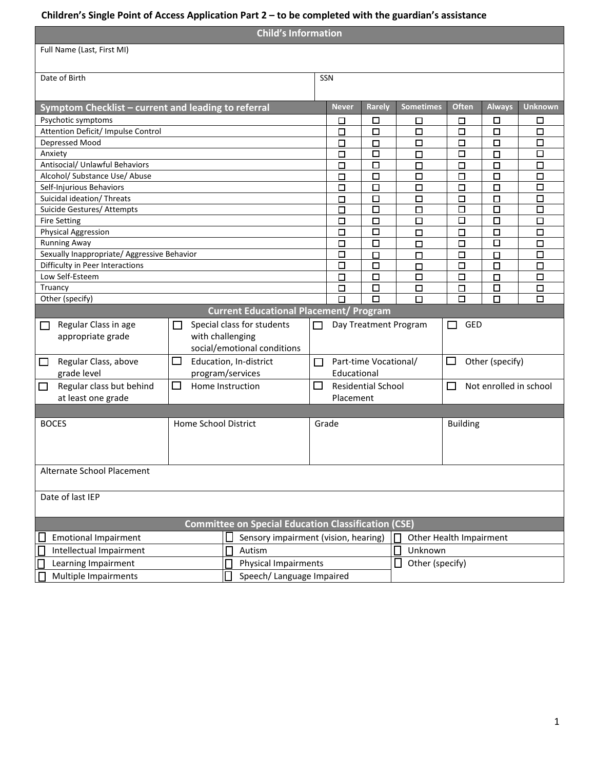## Children's Single Point of Access Application Part 2 – to be completed with the guardian's assistance

| Child's Information | |
|---|---|
| Full Name (Last, First MI) | |
| Date of Birth | SSN |

| Symptom Checklist – current and leading to referral | Never | Rarely | Sometimes | Often | Always | Unknown |
|---|---|---|---|---|---|---|
| Psychotic symptoms | ☐ | ☐ | ☐ | ☐ | ☐ | ☐ |
| Attention Deficit/ Impulse Control | ☐ | ☐ | ☐ | ☐ | ☐ | ☐ |
| Depressed Mood | ☐ | ☐ | ☐ | ☐ | ☐ | ☐ |
| Anxiety | ☐ | ☐ | ☐ | ☐ | ☐ | ☐ |
| Antisocial/ Unlawful Behaviors | ☐ | ☐ | ☐ | ☐ | ☐ | ☐ |
| Alcohol/ Substance Use/ Abuse | ☐ | ☐ | ☐ | ☐ | ☐ | ☐ |
| Self-Injurious Behaviors | ☐ | ☐ | ☐ | ☐ | ☐ | ☐ |
| Suicidal ideation/ Threats | ☐ | ☐ | ☐ | ☐ | ☐ | ☐ |
| Suicide Gestures/ Attempts | ☐ | ☐ | ☐ | ☐ | ☐ | ☐ |
| Fire Setting | ☐ | ☐ | ☐ | ☐ | ☐ | ☐ |
| Physical Aggression | ☐ | ☐ | ☐ | ☐ | ☐ | ☐ |
| Running Away | ☐ | ☐ | ☐ | ☐ | ☐ | ☐ |
| Sexually Inappropriate/ Aggressive Behavior | ☐ | ☐ | ☐ | ☐ | ☐ | ☐ |
| Difficulty in Peer Interactions | ☐ | ☐ | ☐ | ☐ | ☐ | ☐ |
| Low Self-Esteem | ☐ | ☐ | ☐ | ☐ | ☐ | ☐ |
| Truancy | ☐ | ☐ | ☐ | ☐ | ☐ | ☐ |
| Other (specify) | ☐ | ☐ | ☐ | ☐ | ☐ | ☐ |

| Current Educational Placement/ Program | | | |
|---|---|---|---|
| ☐ Regular Class in age appropriate grade | ☐ Special class for students with challenging social/emotional conditions | ☐ Day Treatment Program | ☐ GED |
| ☐ Regular Class, above grade level | ☐ Education, In-district program/services | ☐ Part-time Vocational/ Educational | ☐ Other (specify) |
| ☐ Regular class but behind at least one grade | ☐ Home Instruction | ☐ Residential School Placement | ☐ Not enrolled in school |

| BOCES | Home School District | Grade | Building |
|---|---|---|---|
| | | | |
| Alternate School Placement | | | |
| Date of last IEP | | | |

| Committee on Special Education Classification (CSE) | | |
|---|---|---|
| ☐ Emotional Impairment | ☐ Sensory impairment (vision, hearing) | ☐ Other Health Impairment |
| ☐ Intellectual Impairment | ☐ Autism | ☐ Unknown |
| ☐ Learning Impairment | ☐ Physical Impairments | ☐ Other (specify) |
| ☐ Multiple Impairments | ☐ Speech/ Language Impaired | |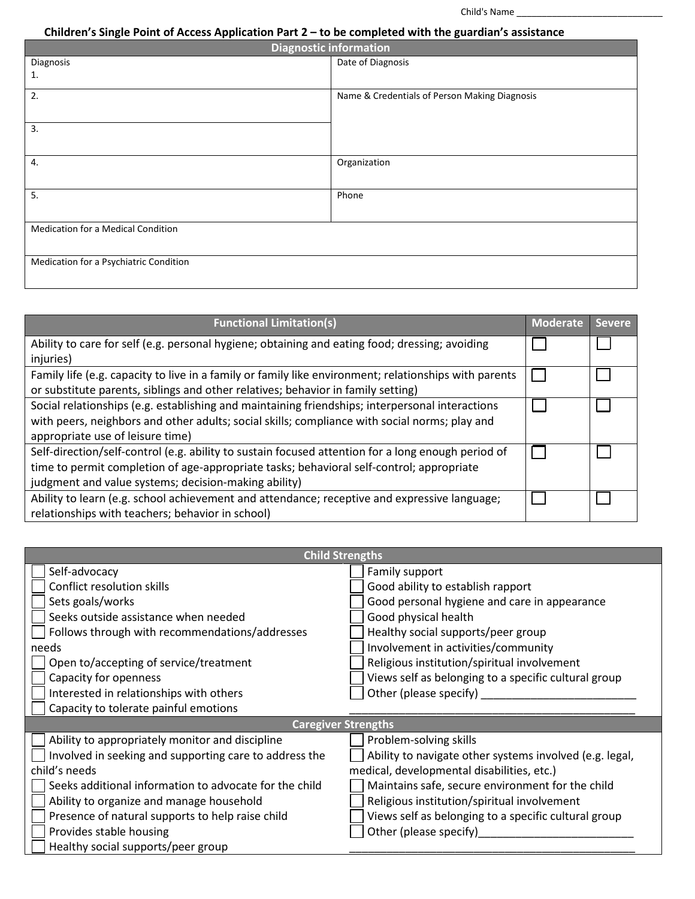Child's Name ______________________________

## Children's Single Point of Access Application Part 2 – to be completed with the guardian's assistance

| Diagnostic information | |
|---|---|
| Diagnosis<br>1. | Date of Diagnosis |
| 2. | Name & Credentials of Person Making Diagnosis |
| 3. | |
| 4. | Organization |
| 5. | Phone |
| Medication for a Medical Condition | |
| Medication for a Psychiatric Condition | |

| Functional Limitation(s) | Moderate | Severe |
|---|---|---|
| Ability to care for self (e.g. personal hygiene; obtaining and eating food; dressing; avoiding injuries) | ☐ | ☐ |
| Family life (e.g. capacity to live in a family or family like environment; relationships with parents or substitute parents, siblings and other relatives; behavior in family setting) | ☐ | ☐ |
| Social relationships (e.g. establishing and maintaining friendships; interpersonal interactions with peers, neighbors and other adults; social skills; compliance with social norms; play and appropriate use of leisure time) | ☐ | ☐ |
| Self-direction/self-control (e.g. ability to sustain focused attention for a long enough period of time to permit completion of age-appropriate tasks; behavioral self-control; appropriate judgment and value systems; decision-making ability) | ☐ | ☐ |
| Ability to learn (e.g. school achievement and attendance; receptive and expressive language; relationships with teachers; behavior in school) | ☐ | ☐ |

### Child Strengths

- ☐ Self-advocacy
- ☐ Conflict resolution skills
- ☐ Sets goals/works
- ☐ Seeks outside assistance when needed
- ☐ Follows through with recommendations/addresses needs
- ☐ Open to/accepting of service/treatment
- ☐ Capacity for openness
- ☐ Interested in relationships with others
- ☐ Capacity to tolerate painful emotions
- ☐ Family support
- ☐ Good ability to establish rapport
- ☐ Good personal hygiene and care in appearance
- ☐ Good physical health
- ☐ Healthy social supports/peer group
- ☐ Involvement in activities/community
- ☐ Religious institution/spiritual involvement
- ☐ Views self as belonging to a specific cultural group
- ☐ Other (please specify) ________________________________________________

### Caregiver Strengths

- ☐ Ability to appropriately monitor and discipline
- ☐ Involved in seeking and supporting care to address the child's needs
- ☐ Seeks additional information to advocate for the child
- ☐ Ability to organize and manage household
- ☐ Presence of natural supports to help raise child
- ☐ Provides stable housing
- ☐ Healthy social supports/peer group
- ☐ Problem-solving skills
- ☐ Ability to navigate other systems involved (e.g. legal, medical, developmental disabilities, etc.)
- ☐ Maintains safe, secure environment for the child
- ☐ Religious institution/spiritual involvement
- ☐ Views self as belonging to a specific cultural group
- ☐ Other (please specify)________________________________________________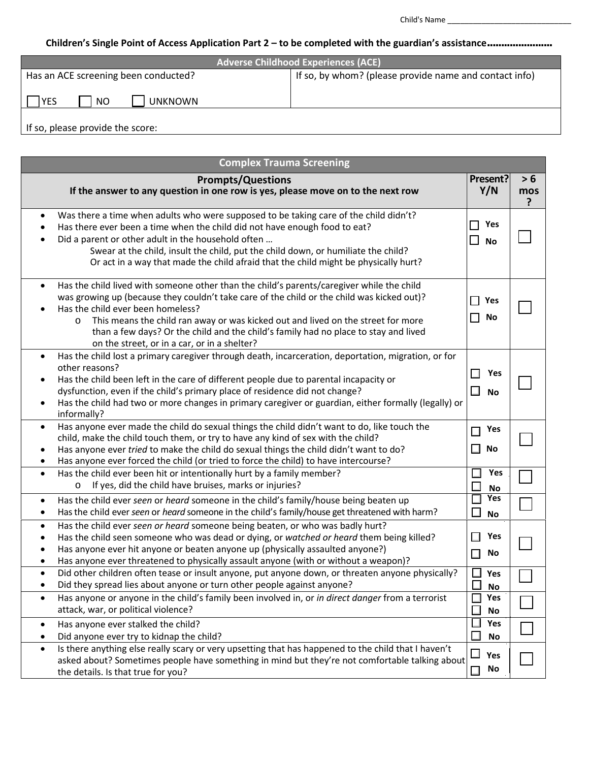Child's Name ______________________________

**Children's Single Point of Access Application Part 2 – to be completed with the guardian's assistance……………………**

| Adverse Childhood Experiences (ACE) | |
|---|---|
| Has an ACE screening been conducted?<br><br>☐ YES ☐ NO ☐ UNKNOWN | If so, by whom? (please provide name and contact info) |
| If so, please provide the score: | |

| Complex Trauma Screening | | |
|---|---|---|
| **Prompts/Questions**<br>**If the answer to any question in one row is yes, please move on to the next row** | **Present? Y/N** | **> 6 mos ?** |
| • Was there a time when adults who were supposed to be taking care of the child didn't?<br>• Has there ever been a time when the child did not have enough food to eat?<br>• Did a parent or other adult in the household often …<br>Swear at the child, insult the child, put the child down, or humiliate the child?<br>Or act in a way that made the child afraid that the child might be physically hurt? | ☐ Yes<br>☐ No | ☐ |
| • Has the child lived with someone other than the child's parents/caregiver while the child was growing up (because they couldn't take care of the child or the child was kicked out)?<br>• Has the child ever been homeless?<br>o This means the child ran away or was kicked out and lived on the street for more than a few days? Or the child and the child's family had no place to stay and lived on the street, or in a car, or in a shelter? | ☐ Yes<br>☐ No | ☐ |
| • Has the child lost a primary caregiver through death, incarceration, deportation, migration, or for other reasons?<br>• Has the child been left in the care of different people due to parental incapacity or dysfunction, even if the child's primary place of residence did not change?<br>• Has the child had two or more changes in primary caregiver or guardian, either formally (legally) or informally? | ☐ Yes<br>☐ No | ☐ |
| • Has anyone ever made the child do sexual things the child didn't want to do, like touch the child, make the child touch them, or try to have any kind of sex with the child?<br>• Has anyone ever *tried* to make the child do sexual things the child didn't want to do?<br>• Has anyone ever forced the child (or tried to force the child) to have intercourse? | ☐ Yes<br>☐ No | ☐ |
| • Has the child ever been hit or intentionally hurt by a family member?<br>o If yes, did the child have bruises, marks or injuries? | ☐ Yes<br>☐ No | ☐ |
| • Has the child ever *seen* or *heard* someone in the child's family/house being beaten up<br>• Has the child ever *seen* or *heard* someone in the child's family/house get threatened with harm? | ☐ Yes<br>☐ No | ☐ |
| • Has the child ever *seen or heard* someone being beaten, or who was badly hurt?<br>• Has the child seen someone who was dead or dying, or *watched or heard* them being killed?<br>• Has anyone ever hit anyone or beaten anyone up (physically assaulted anyone?)<br>• Has anyone ever threatened to physically assault anyone (with or without a weapon)? | ☐ Yes<br>☐ No | ☐ |
| • Did other children often tease or insult anyone, put anyone down, or threaten anyone physically?<br>• Did they spread lies about anyone or turn other people against anyone? | ☐ Yes<br>☐ No | ☐ |
| • Has anyone or anyone in the child's family been involved in, or *in direct danger* from a terrorist attack, war, or political violence? | ☐ Yes<br>☐ No | ☐ |
| • Has anyone ever stalked the child?<br>• Did anyone ever try to kidnap the child? | ☐ Yes<br>☐ No | ☐ |
| • Is there anything else really scary or very upsetting that has happened to the child that I haven't asked about? Sometimes people have something in mind but they're not comfortable talking about the details. Is that true for you? | ☐ Yes<br>☐ No | ☐ |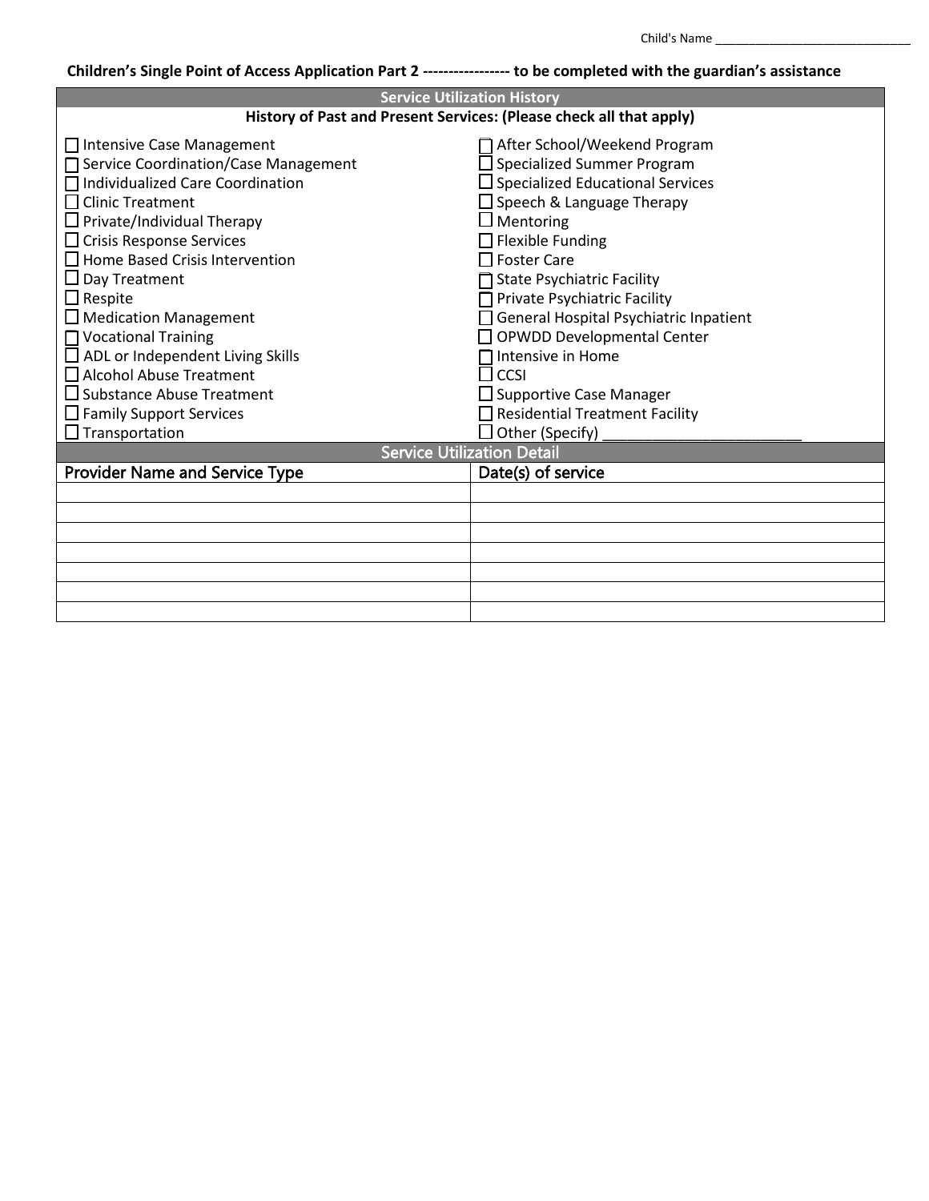Child's Name ____________________________

**Children's Single Point of Access Application Part 2 ----------------- to be completed with the guardian's assistance**

## Service Utilization History

**History of Past and Present Services: (Please check all that apply)**

- ☐ Intensive Case Management
- ☐ Service Coordination/Case Management
- ☐ Individualized Care Coordination
- ☐ Clinic Treatment
- ☐ Private/Individual Therapy
- ☐ Crisis Response Services
- ☐ Home Based Crisis Intervention
- ☐ Day Treatment
- ☐ Respite
- ☐ Medication Management
- ☐ Vocational Training
- ☐ ADL or Independent Living Skills
- ☐ Alcohol Abuse Treatment
- ☐ Substance Abuse Treatment
- ☐ Family Support Services
- ☐ Transportation
- ☐ After School/Weekend Program
- ☐ Specialized Summer Program
- ☐ Specialized Educational Services
- ☐ Speech & Language Therapy
- ☐ Mentoring
- ☐ Flexible Funding
- ☐ Foster Care
- ☐ State Psychiatric Facility
- ☐ Private Psychiatric Facility
- ☐ General Hospital Psychiatric Inpatient
- ☐ OPWDD Developmental Center
- ☐ Intensive in Home
- ☐ CCSI
- ☐ Supportive Case Manager
- ☐ Residential Treatment Facility
- ☐ Other (Specify) ________________________

## Service Utilization Detail

| Provider Name and Service Type | Date(s) of service |
|---|---|
| | |
| | |
| | |
| | |
| | |
| | |
| | |